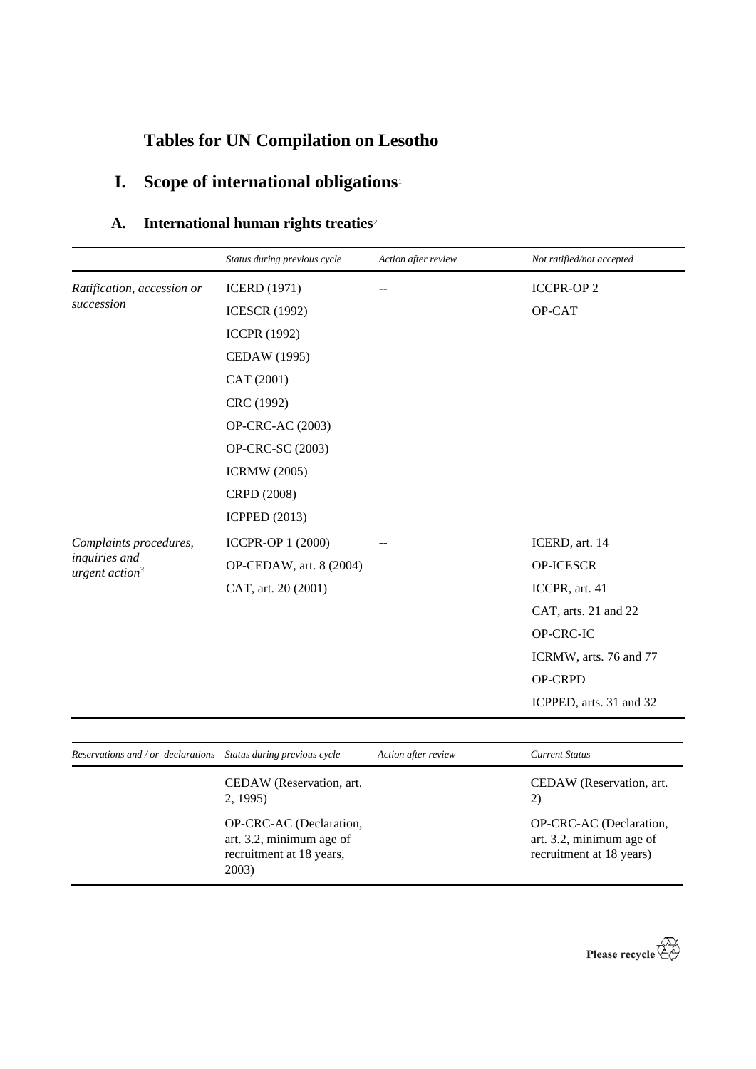# Tables for UN Compilation on Lesotho

## I. Scope of international obligations[1]

### A. International human rights treaties[2]

| | *Status during previous cycle* | *Action after review* | *Not ratified/not accepted* |
|---|---|---|---|
| *Ratification, accession or succession* | ICERD (1971) | -- | ICCPR-OP 2 |
| | ICESCR (1992) | | OP-CAT |
| | ICCPR (1992) | | |
| | CEDAW (1995) | | |
| | CAT (2001) | | |
| | CRC (1992) | | |
| | OP-CRC-AC (2003) | | |
| | OP-CRC-SC (2003) | | |
| | ICRMW (2005) | | |
| | CRPD (2008) | | |
| | ICPPED (2013) | | |
| *Complaints procedures, inquiries and urgent action*[3] | ICCPR-OP 1 (2000) | -- | ICERD, art. 14 |
| | OP-CEDAW, art. 8 (2004) | | OP-ICESCR |
| | CAT, art. 20 (2001) | | ICCPR, art. 41 |
| | | | CAT, arts. 21 and 22 |
| | | | OP-CRC-IC |
| | | | ICRMW, arts. 76 and 77 |
| | | | OP-CRPD |
| | | | ICPPED, arts. 31 and 32 |

| *Reservations and / or declarations* | *Status during previous cycle* | *Action after review* | *Current Status* |
|---|---|---|---|
| | CEDAW (Reservation, art. 2, 1995) | | CEDAW (Reservation, art. 2) |
| | OP-CRC-AC (Declaration, art. 3.2, minimum age of recruitment at 18 years, 2003) | | OP-CRC-AC (Declaration, art. 3.2, minimum age of recruitment at 18 years) |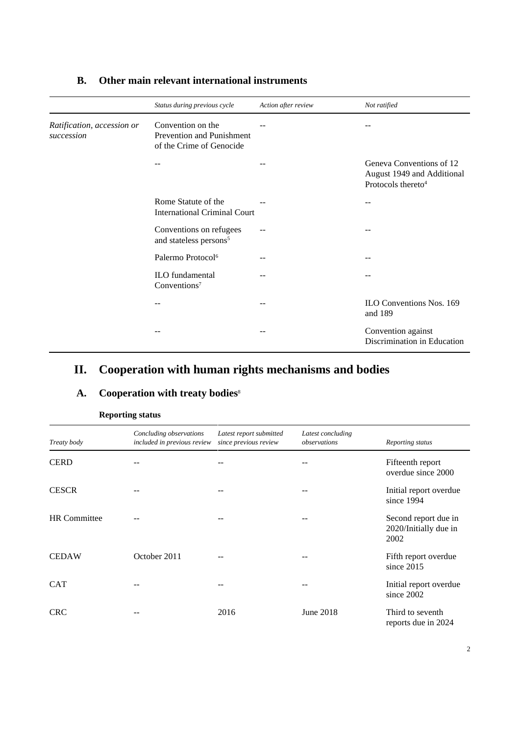## B. Other main relevant international instruments

| | *Status during previous cycle* | *Action after review* | *Not ratified* |
|---|---|---|---|
| *Ratification, accession or succession* | Convention on the Prevention and Punishment of the Crime of Genocide | -- | -- |
| | -- | -- | Geneva Conventions of 12 August 1949 and Additional Protocols thereto[4] |
| | Rome Statute of the International Criminal Court | -- | -- |
| | Conventions on refugees and stateless persons[5] | -- | -- |
| | Palermo Protocol[6] | -- | -- |
| | ILO fundamental Conventions[7] | -- | -- |
| | -- | -- | ILO Conventions Nos. 169 and 189 |
| | -- | -- | Convention against Discrimination in Education |

# II. Cooperation with human rights mechanisms and bodies

## A. Cooperation with treaty bodies[8]

**Reporting status**

| *Treaty body* | *Concluding observations included in previous review* | *Latest report submitted since previous review* | *Latest concluding observations* | *Reporting status* |
|---|---|---|---|---|
| CERD | -- | -- | -- | Fifteenth report overdue since 2000 |
| CESCR | -- | -- | -- | Initial report overdue since 1994 |
| HR Committee | -- | -- | -- | Second report due in 2020/Initially due in 2002 |
| CEDAW | October 2011 | -- | -- | Fifth report overdue since 2015 |
| CAT | -- | -- | -- | Initial report overdue since 2002 |
| CRC | -- | 2016 | June 2018 | Third to seventh reports due in 2024 |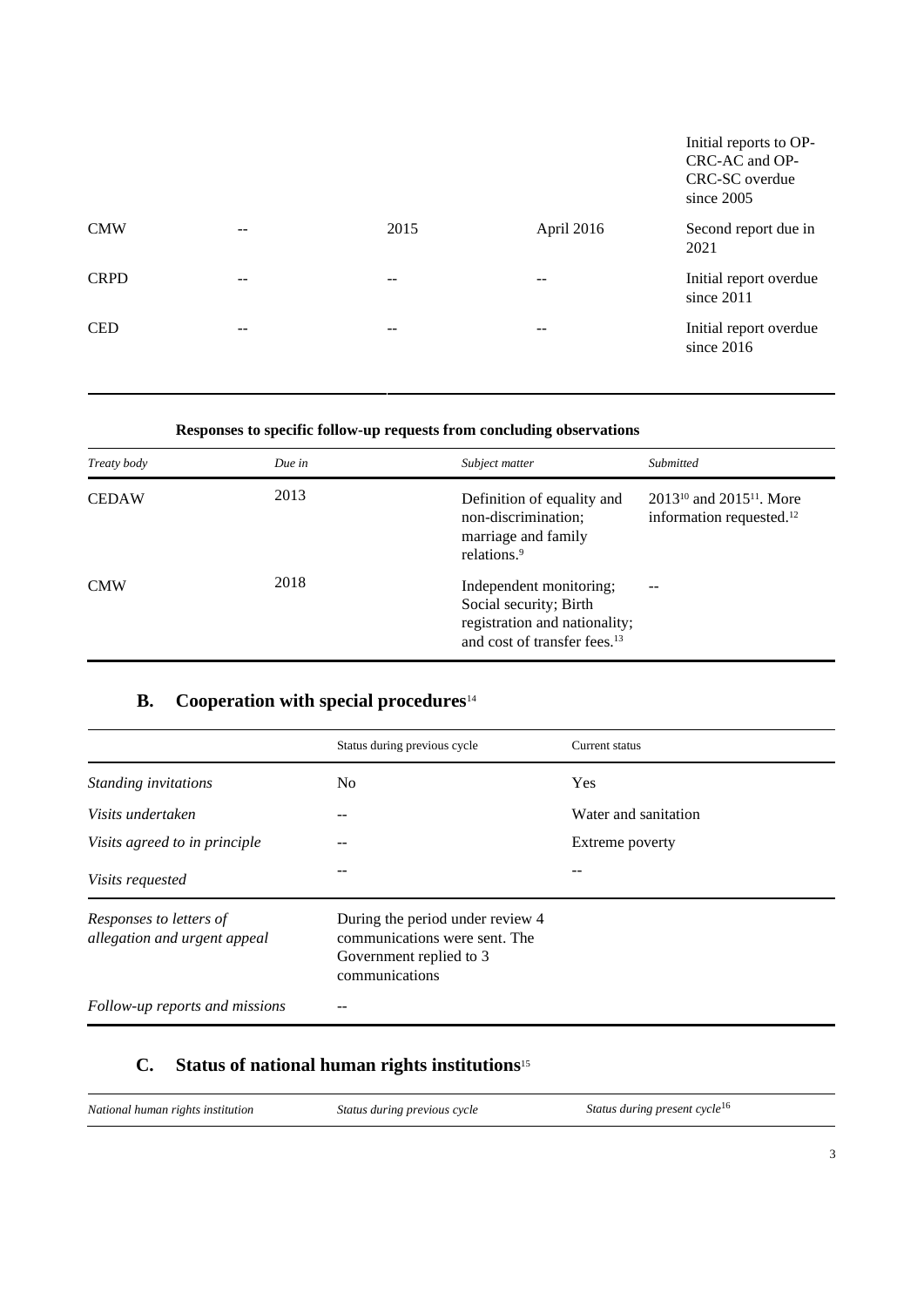| | | | | |
|---|---|---|---|---|
| | | | | Initial reports to OP-CRC-AC and OP-CRC-SC overdue since 2005 |
| CMW | -- | 2015 | April 2016 | Second report due in 2021 |
| CRPD | -- | -- | -- | Initial report overdue since 2011 |
| CED | -- | -- | -- | Initial report overdue since 2016 |

**Responses to specific follow-up requests from concluding observations**

| *Treaty body* | *Due in* | *Subject matter* | *Submitted* |
|---|---|---|---|
| CEDAW | 2013 | Definition of equality and non-discrimination; marriage and family relations.[9] | 2013[10] and 2015[11]. More information requested.[12] |
| CMW | 2018 | Independent monitoring; Social security; Birth registration and nationality; and cost of transfer fees.[13] | -- |

## B. Cooperation with special procedures[14]

| | Status during previous cycle | Current status |
|---|---|---|
| *Standing invitations* | No | Yes |
| *Visits undertaken* | -- | Water and sanitation |
| *Visits agreed to in principle* | -- | Extreme poverty |
| *Visits requested* | -- | -- |
| *Responses to letters of allegation and urgent appeal* | During the period under review 4 communications were sent. The Government replied to 3 communications | |
| *Follow-up reports and missions* | -- | |

## C. Status of national human rights institutions[15]

| *National human rights institution* | *Status during previous cycle* | *Status during present cycle*[16] |
|---|---|---|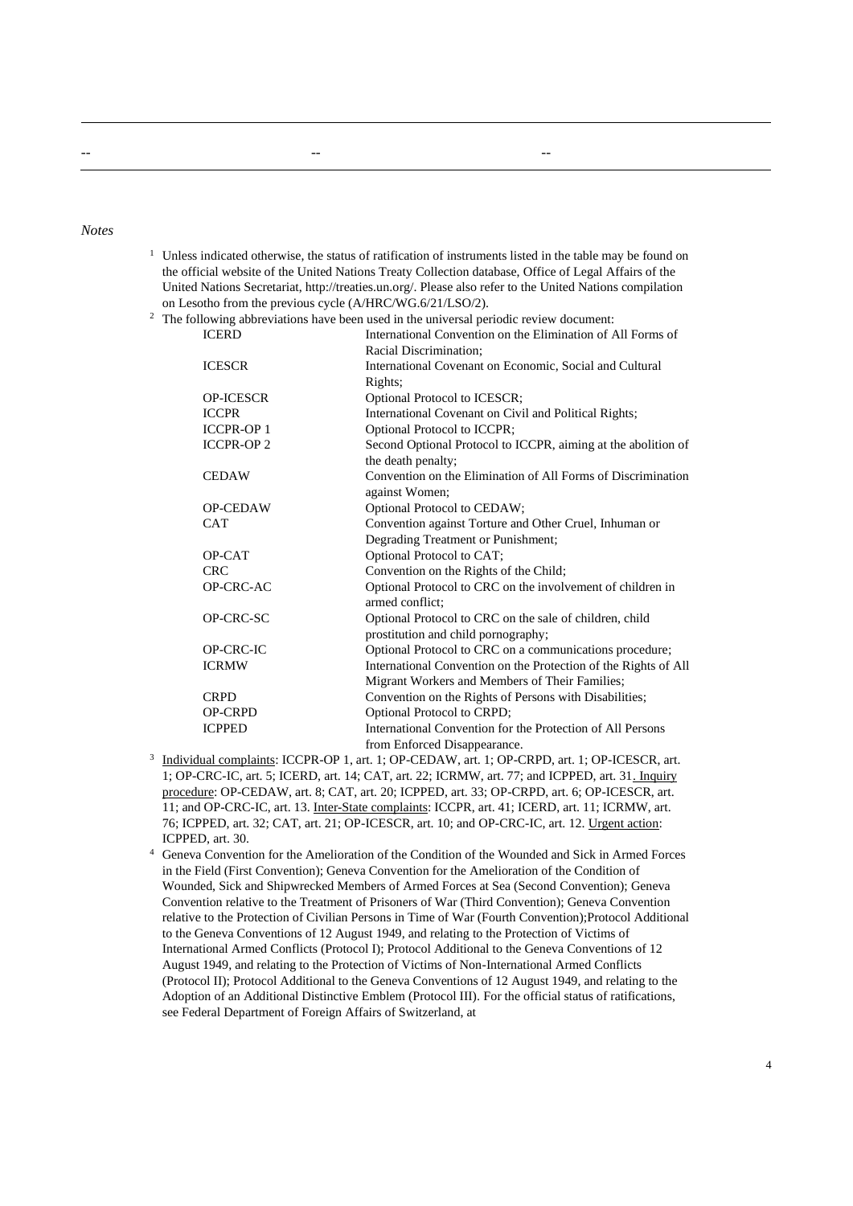| -- | -- | -- |
| --- | --- | --- |

*Notes*

[1] Unless indicated otherwise, the status of ratification of instruments listed in the table may be found on the official website of the United Nations Treaty Collection database, Office of Legal Affairs of the United Nations Secretariat, http://treaties.un.org/. Please also refer to the United Nations compilation on Lesotho from the previous cycle (A/HRC/WG.6/21/LSO/2).

[2] The following abbreviations have been used in the universal periodic review document:

| | |
| --- | --- |
| ICERD | International Convention on the Elimination of All Forms of Racial Discrimination; |
| ICESCR | International Covenant on Economic, Social and Cultural Rights; |
| OP-ICESCR | Optional Protocol to ICESCR; |
| ICCPR | International Covenant on Civil and Political Rights; |
| ICCPR-OP 1 | Optional Protocol to ICCPR; |
| ICCPR-OP 2 | Second Optional Protocol to ICCPR, aiming at the abolition of the death penalty; |
| CEDAW | Convention on the Elimination of All Forms of Discrimination against Women; |
| OP-CEDAW | Optional Protocol to CEDAW; |
| CAT | Convention against Torture and Other Cruel, Inhuman or Degrading Treatment or Punishment; |
| OP-CAT | Optional Protocol to CAT; |
| CRC | Convention on the Rights of the Child; |
| OP-CRC-AC | Optional Protocol to CRC on the involvement of children in armed conflict; |
| OP-CRC-SC | Optional Protocol to CRC on the sale of children, child prostitution and child pornography; |
| OP-CRC-IC | Optional Protocol to CRC on a communications procedure; |
| ICRMW | International Convention on the Protection of the Rights of All Migrant Workers and Members of Their Families; |
| CRPD | Convention on the Rights of Persons with Disabilities; |
| OP-CRPD | Optional Protocol to CRPD; |
| ICPPED | International Convention for the Protection of All Persons from Enforced Disappearance. |

[3] Individual complaints: ICCPR-OP 1, art. 1; OP-CEDAW, art. 1; OP-CRPD, art. 1; OP-ICESCR, art. 1; OP-CRC-IC, art. 5; ICERD, art. 14; CAT, art. 22; ICRMW, art. 77; and ICPPED, art. 31. Inquiry procedure: OP-CEDAW, art. 8; CAT, art. 20; ICPPED, art. 33; OP-CRPD, art. 6; OP-ICESCR, art. 11; and OP-CRC-IC, art. 13. Inter-State complaints: ICCPR, art. 41; ICERD, art. 11; ICRMW, art. 76; ICPPED, art. 32; CAT, art. 21; OP-ICESCR, art. 10; and OP-CRC-IC, art. 12. Urgent action: ICPPED, art. 30.

[4] Geneva Convention for the Amelioration of the Condition of the Wounded and Sick in Armed Forces in the Field (First Convention); Geneva Convention for the Amelioration of the Condition of Wounded, Sick and Shipwrecked Members of Armed Forces at Sea (Second Convention); Geneva Convention relative to the Treatment of Prisoners of War (Third Convention); Geneva Convention relative to the Protection of Civilian Persons in Time of War (Fourth Convention);Protocol Additional to the Geneva Conventions of 12 August 1949, and relating to the Protection of Victims of International Armed Conflicts (Protocol I); Protocol Additional to the Geneva Conventions of 12 August 1949, and relating to the Protection of Victims of Non-International Armed Conflicts (Protocol II); Protocol Additional to the Geneva Conventions of 12 August 1949, and relating to the Adoption of an Additional Distinctive Emblem (Protocol III). For the official status of ratifications, see Federal Department of Foreign Affairs of Switzerland, at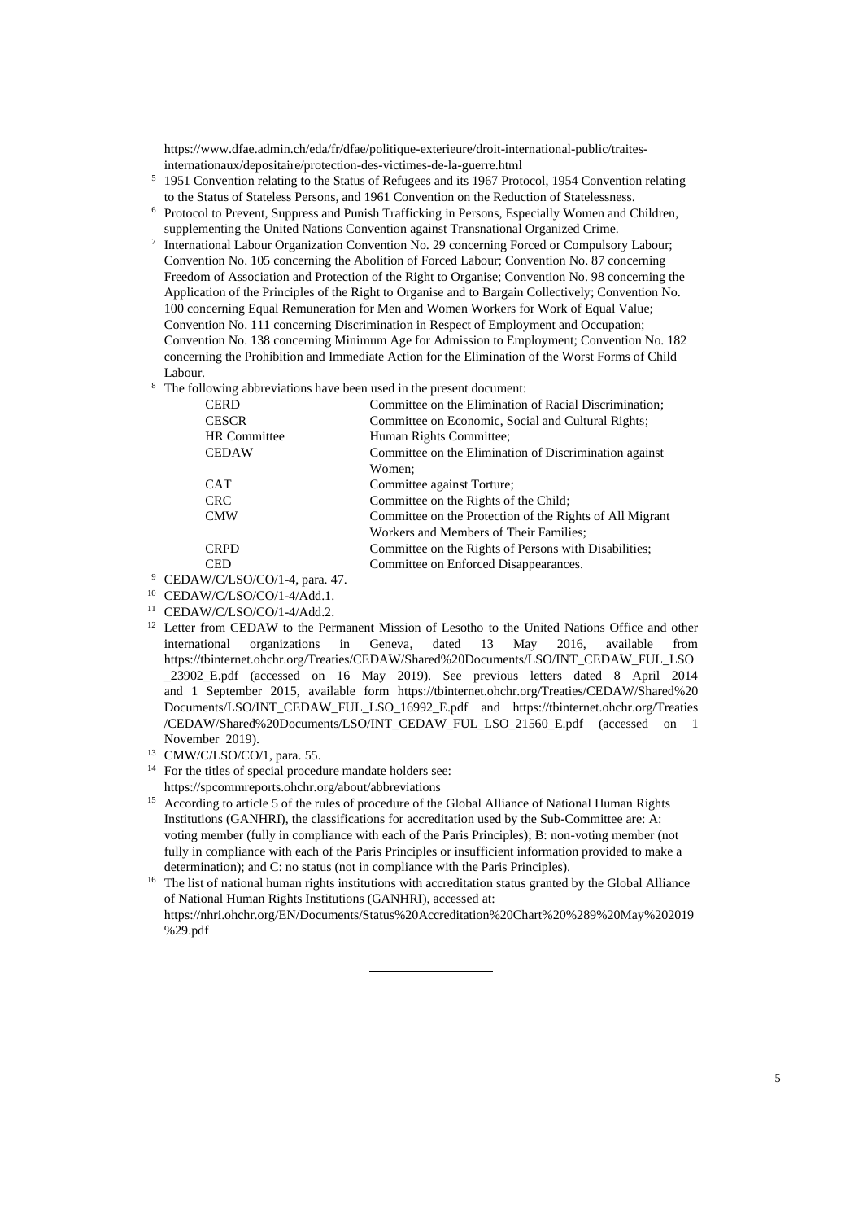https://www.dfae.admin.ch/eda/fr/dfae/politique-exterieure/droit-international-public/traites-internationaux/depositaire/protection-des-victimes-de-la-guerre.html

[5] 1951 Convention relating to the Status of Refugees and its 1967 Protocol, 1954 Convention relating to the Status of Stateless Persons, and 1961 Convention on the Reduction of Statelessness.

[6] Protocol to Prevent, Suppress and Punish Trafficking in Persons, Especially Women and Children, supplementing the United Nations Convention against Transnational Organized Crime.

[7] International Labour Organization Convention No. 29 concerning Forced or Compulsory Labour; Convention No. 105 concerning the Abolition of Forced Labour; Convention No. 87 concerning Freedom of Association and Protection of the Right to Organise; Convention No. 98 concerning the Application of the Principles of the Right to Organise and to Bargain Collectively; Convention No. 100 concerning Equal Remuneration for Men and Women Workers for Work of Equal Value; Convention No. 111 concerning Discrimination in Respect of Employment and Occupation; Convention No. 138 concerning Minimum Age for Admission to Employment; Convention No. 182 concerning the Prohibition and Immediate Action for the Elimination of the Worst Forms of Child Labour.

[8] The following abbreviations have been used in the present document:

| | |
|---|---|
| CERD | Committee on the Elimination of Racial Discrimination; |
| CESCR | Committee on Economic, Social and Cultural Rights; |
| HR Committee | Human Rights Committee; |
| CEDAW | Committee on the Elimination of Discrimination against Women; |
| CAT | Committee against Torture; |
| CRC | Committee on the Rights of the Child; |
| CMW | Committee on the Protection of the Rights of All Migrant Workers and Members of Their Families; |
| CRPD | Committee on the Rights of Persons with Disabilities; |
| CED | Committee on Enforced Disappearances. |

[9] CEDAW/C/LSO/CO/1-4, para. 47.

[10] CEDAW/C/LSO/CO/1-4/Add.1.

[11] CEDAW/C/LSO/CO/1-4/Add.2.

[12] Letter from CEDAW to the Permanent Mission of Lesotho to the United Nations Office and other international organizations in Geneva, dated 13 May 2016, available from https://tbinternet.ohchr.org/Treaties/CEDAW/Shared%20Documents/LSO/INT_CEDAW_FUL_LSO_23902_E.pdf (accessed on 16 May 2019). See previous letters dated 8 April 2014 and 1 September 2015, available form https://tbinternet.ohchr.org/Treaties/CEDAW/Shared%20Documents/LSO/INT_CEDAW_FUL_LSO_16992_E.pdf and https://tbinternet.ohchr.org/Treaties/CEDAW/Shared%20Documents/LSO/INT_CEDAW_FUL_LSO_21560_E.pdf (accessed on 1 November 2019).

[13] CMW/C/LSO/CO/1, para. 55.

[14] For the titles of special procedure mandate holders see: https://spcommreports.ohchr.org/about/abbreviations

[15] According to article 5 of the rules of procedure of the Global Alliance of National Human Rights Institutions (GANHRI), the classifications for accreditation used by the Sub-Committee are: A: voting member (fully in compliance with each of the Paris Principles); B: non-voting member (not fully in compliance with each of the Paris Principles or insufficient information provided to make a determination); and C: no status (not in compliance with the Paris Principles).

[16] The list of national human rights institutions with accreditation status granted by the Global Alliance of National Human Rights Institutions (GANHRI), accessed at: https://nhri.ohchr.org/EN/Documents/Status%20Accreditation%20Chart%20%289%20May%202019%29.pdf